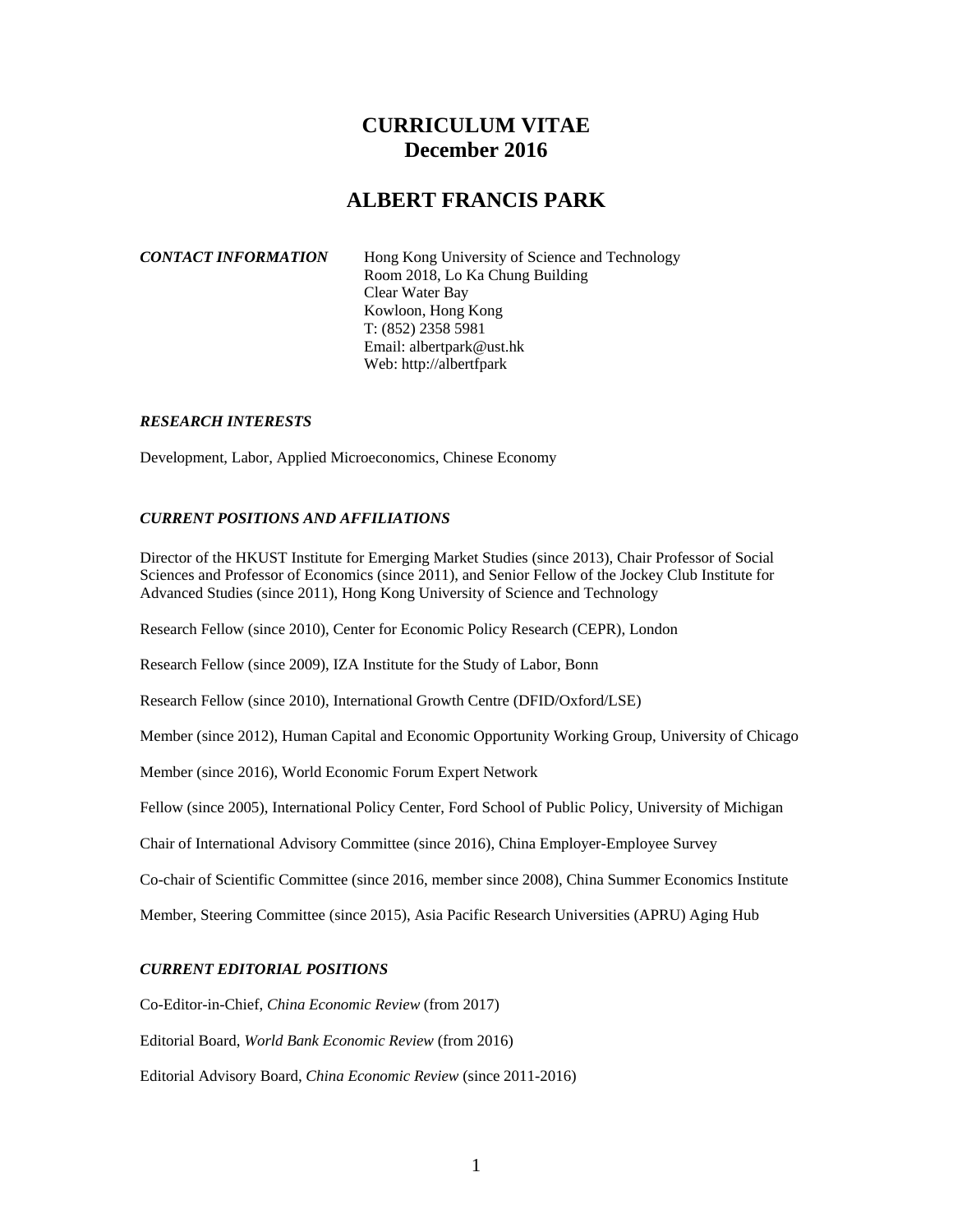# CURRICULUM VITAE
# December 2016

## ALBERT FRANCIS PARK

***CONTACT INFORMATION***

Hong Kong University of Science and Technology
Room 2018, Lo Ka Chung Building
Clear Water Bay
Kowloon, Hong Kong
T: (852) 2358 5981
Email: albertpark@ust.hk
Web: http://albertfpark

### *RESEARCH INTERESTS*

Development, Labor, Applied Microeconomics, Chinese Economy

### *CURRENT POSITIONS AND AFFILIATIONS*

Director of the HKUST Institute for Emerging Market Studies (since 2013), Chair Professor of Social Sciences and Professor of Economics (since 2011), and Senior Fellow of the Jockey Club Institute for Advanced Studies (since 2011), Hong Kong University of Science and Technology

Research Fellow (since 2010), Center for Economic Policy Research (CEPR), London

Research Fellow (since 2009), IZA Institute for the Study of Labor, Bonn

Research Fellow (since 2010), International Growth Centre (DFID/Oxford/LSE)

Member (since 2012), Human Capital and Economic Opportunity Working Group, University of Chicago

Member (since 2016), World Economic Forum Expert Network

Fellow (since 2005), International Policy Center, Ford School of Public Policy, University of Michigan

Chair of International Advisory Committee (since 2016), China Employer-Employee Survey

Co-chair of Scientific Committee (since 2016, member since 2008), China Summer Economics Institute

Member, Steering Committee (since 2015), Asia Pacific Research Universities (APRU) Aging Hub

### *CURRENT EDITORIAL POSITIONS*

Co-Editor-in-Chief, *China Economic Review* (from 2017)

Editorial Board, *World Bank Economic Review* (from 2016)

Editorial Advisory Board, *China Economic Review* (since 2011-2016)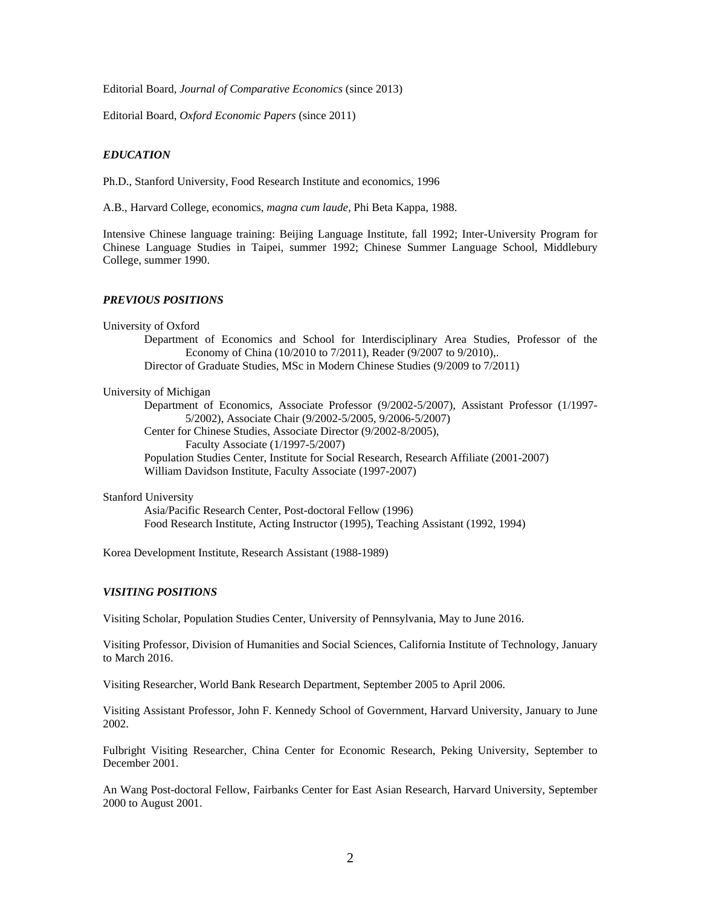Editorial Board, *Journal of Comparative Economics* (since 2013)

Editorial Board, *Oxford Economic Papers* (since 2011)

### *EDUCATION*

Ph.D., Stanford University, Food Research Institute and economics, 1996

A.B., Harvard College, economics, *magna cum laude*, Phi Beta Kappa, 1988.

Intensive Chinese language training: Beijing Language Institute, fall 1992; Inter-University Program for Chinese Language Studies in Taipei, summer 1992; Chinese Summer Language School, Middlebury College, summer 1990.

### *PREVIOUS POSITIONS*

University of Oxford

- Department of Economics and School for Interdisciplinary Area Studies, Professor of the Economy of China (10/2010 to 7/2011), Reader (9/2007 to 9/2010),.
- Director of Graduate Studies, MSc in Modern Chinese Studies (9/2009 to 7/2011)

University of Michigan

- Department of Economics, Associate Professor (9/2002-5/2007), Assistant Professor (1/1997-5/2002), Associate Chair (9/2002-5/2005, 9/2006-5/2007)
- Center for Chinese Studies, Associate Director (9/2002-8/2005), Faculty Associate (1/1997-5/2007)
- Population Studies Center, Institute for Social Research, Research Affiliate (2001-2007)
- William Davidson Institute, Faculty Associate (1997-2007)

Stanford University

- Asia/Pacific Research Center, Post-doctoral Fellow (1996)
- Food Research Institute, Acting Instructor (1995), Teaching Assistant (1992, 1994)

Korea Development Institute, Research Assistant (1988-1989)

### *VISITING POSITIONS*

Visiting Scholar, Population Studies Center, University of Pennsylvania, May to June 2016.

Visiting Professor, Division of Humanities and Social Sciences, California Institute of Technology, January to March 2016.

Visiting Researcher, World Bank Research Department, September 2005 to April 2006.

Visiting Assistant Professor, John F. Kennedy School of Government, Harvard University, January to June 2002.

Fulbright Visiting Researcher, China Center for Economic Research, Peking University, September to December 2001.

An Wang Post-doctoral Fellow, Fairbanks Center for East Asian Research, Harvard University, September 2000 to August 2001.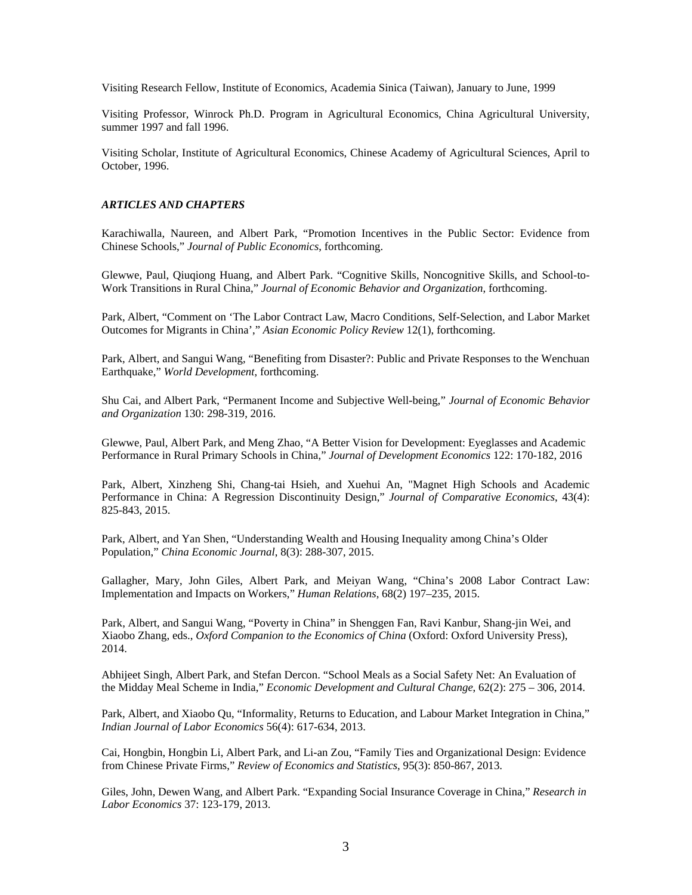Visiting Research Fellow, Institute of Economics, Academia Sinica (Taiwan), January to June, 1999

Visiting Professor, Winrock Ph.D. Program in Agricultural Economics, China Agricultural University, summer 1997 and fall 1996.

Visiting Scholar, Institute of Agricultural Economics, Chinese Academy of Agricultural Sciences, April to October, 1996.

### *ARTICLES AND CHAPTERS*

Karachiwalla, Naureen, and Albert Park, "Promotion Incentives in the Public Sector: Evidence from Chinese Schools," *Journal of Public Economics*, forthcoming.

Glewwe, Paul, Qiuqiong Huang, and Albert Park. "Cognitive Skills, Noncognitive Skills, and School-to-Work Transitions in Rural China," *Journal of Economic Behavior and Organization*, forthcoming.

Park, Albert, "Comment on 'The Labor Contract Law, Macro Conditions, Self-Selection, and Labor Market Outcomes for Migrants in China'," *Asian Economic Policy Review* 12(1), forthcoming.

Park, Albert, and Sangui Wang, "Benefiting from Disaster?: Public and Private Responses to the Wenchuan Earthquake," *World Development*, forthcoming.

Shu Cai, and Albert Park, "Permanent Income and Subjective Well-being," *Journal of Economic Behavior and Organization* 130: 298-319, 2016.

Glewwe, Paul, Albert Park, and Meng Zhao, "A Better Vision for Development: Eyeglasses and Academic Performance in Rural Primary Schools in China," *Journal of Development Economics* 122: 170-182, 2016

Park, Albert, Xinzheng Shi, Chang-tai Hsieh, and Xuehui An, "Magnet High Schools and Academic Performance in China: A Regression Discontinuity Design," *Journal of Comparative Economics*, 43(4): 825-843, 2015.

Park, Albert, and Yan Shen, "Understanding Wealth and Housing Inequality among China's Older Population," *China Economic Journal*, 8(3): 288-307, 2015.

Gallagher, Mary, John Giles, Albert Park, and Meiyan Wang, "China's 2008 Labor Contract Law: Implementation and Impacts on Workers," *Human Relations*, 68(2) 197–235, 2015.

Park, Albert, and Sangui Wang, "Poverty in China" in Shenggen Fan, Ravi Kanbur, Shang-jin Wei, and Xiaobo Zhang, eds., *Oxford Companion to the Economics of China* (Oxford: Oxford University Press), 2014.

Abhijeet Singh, Albert Park, and Stefan Dercon. "School Meals as a Social Safety Net: An Evaluation of the Midday Meal Scheme in India," *Economic Development and Cultural Change*, 62(2): 275 – 306, 2014.

Park, Albert, and Xiaobo Qu, "Informality, Returns to Education, and Labour Market Integration in China," *Indian Journal of Labor Economics* 56(4): 617-634, 2013.

Cai, Hongbin, Hongbin Li, Albert Park, and Li-an Zou, "Family Ties and Organizational Design: Evidence from Chinese Private Firms," *Review of Economics and Statistics*, 95(3): 850-867, 2013.

Giles, John, Dewen Wang, and Albert Park. "Expanding Social Insurance Coverage in China," *Research in Labor Economics* 37: 123-179, 2013.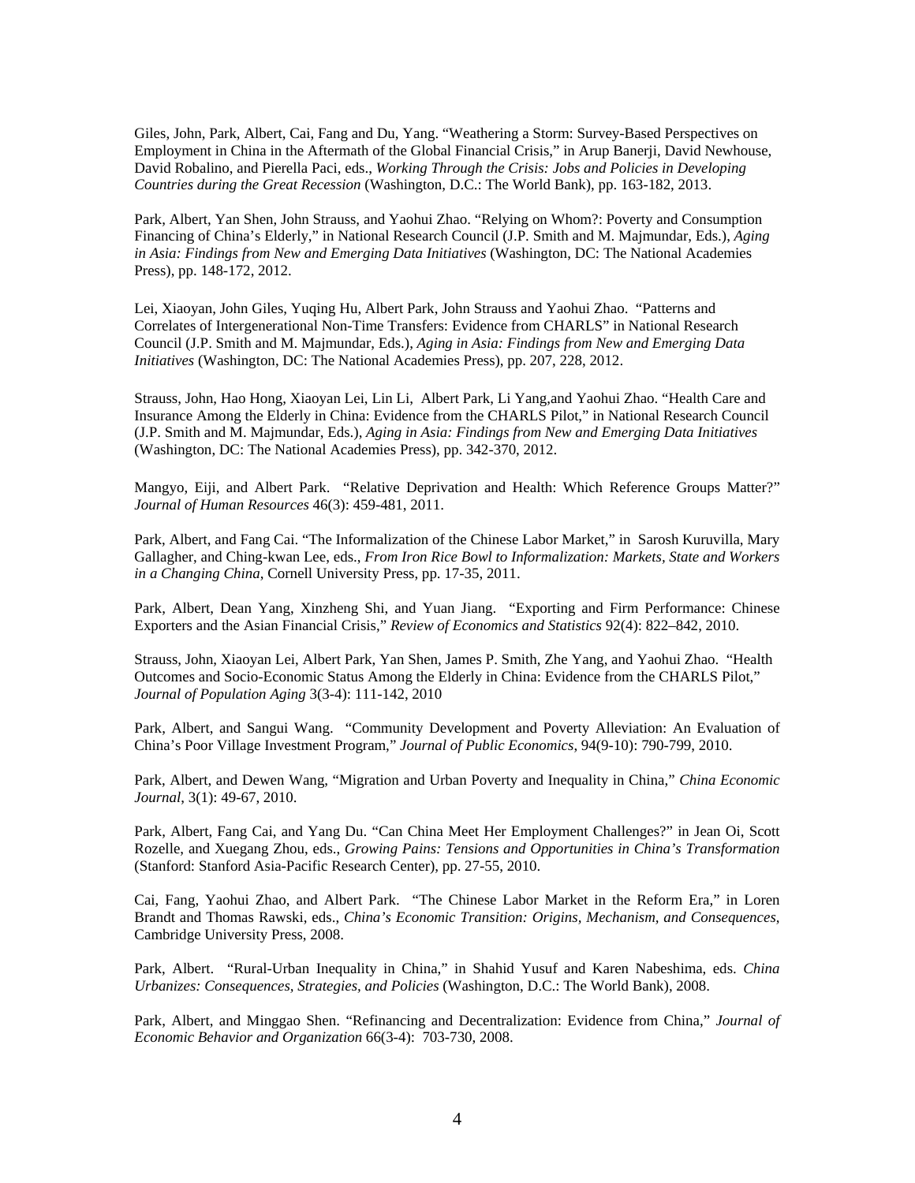Giles, John, Park, Albert, Cai, Fang and Du, Yang. "Weathering a Storm: Survey-Based Perspectives on Employment in China in the Aftermath of the Global Financial Crisis," in Arup Banerji, David Newhouse, David Robalino, and Pierella Paci, eds., *Working Through the Crisis: Jobs and Policies in Developing Countries during the Great Recession* (Washington, D.C.: The World Bank), pp. 163-182, 2013.

Park, Albert, Yan Shen, John Strauss, and Yaohui Zhao. "Relying on Whom?: Poverty and Consumption Financing of China's Elderly," in National Research Council (J.P. Smith and M. Majmundar, Eds.), *Aging in Asia: Findings from New and Emerging Data Initiatives* (Washington, DC: The National Academies Press), pp. 148-172, 2012.

Lei, Xiaoyan, John Giles, Yuqing Hu, Albert Park, John Strauss and Yaohui Zhao. "Patterns and Correlates of Intergenerational Non-Time Transfers: Evidence from CHARLS" in National Research Council (J.P. Smith and M. Majmundar, Eds.), *Aging in Asia: Findings from New and Emerging Data Initiatives* (Washington, DC: The National Academies Press), pp. 207, 228, 2012.

Strauss, John, Hao Hong, Xiaoyan Lei, Lin Li, Albert Park, Li Yang,and Yaohui Zhao. "Health Care and Insurance Among the Elderly in China: Evidence from the CHARLS Pilot," in National Research Council (J.P. Smith and M. Majmundar, Eds.), *Aging in Asia: Findings from New and Emerging Data Initiatives* (Washington, DC: The National Academies Press), pp. 342-370, 2012.

Mangyo, Eiji, and Albert Park. "Relative Deprivation and Health: Which Reference Groups Matter?" *Journal of Human Resources* 46(3): 459-481, 2011.

Park, Albert, and Fang Cai. "The Informalization of the Chinese Labor Market," in Sarosh Kuruvilla, Mary Gallagher, and Ching-kwan Lee, eds., *From Iron Rice Bowl to Informalization: Markets, State and Workers in a Changing China*, Cornell University Press, pp. 17-35, 2011.

Park, Albert, Dean Yang, Xinzheng Shi, and Yuan Jiang. "Exporting and Firm Performance: Chinese Exporters and the Asian Financial Crisis," *Review of Economics and Statistics* 92(4): 822–842, 2010.

Strauss, John, Xiaoyan Lei, Albert Park, Yan Shen, James P. Smith, Zhe Yang, and Yaohui Zhao. "Health Outcomes and Socio-Economic Status Among the Elderly in China: Evidence from the CHARLS Pilot," *Journal of Population Aging* 3(3-4): 111-142, 2010

Park, Albert, and Sangui Wang. "Community Development and Poverty Alleviation: An Evaluation of China's Poor Village Investment Program," *Journal of Public Economics*, 94(9-10): 790-799, 2010.

Park, Albert, and Dewen Wang, "Migration and Urban Poverty and Inequality in China," *China Economic Journal*, 3(1): 49-67, 2010.

Park, Albert, Fang Cai, and Yang Du. "Can China Meet Her Employment Challenges?" in Jean Oi, Scott Rozelle, and Xuegang Zhou, eds., *Growing Pains: Tensions and Opportunities in China's Transformation* (Stanford: Stanford Asia-Pacific Research Center), pp. 27-55, 2010.

Cai, Fang, Yaohui Zhao, and Albert Park. "The Chinese Labor Market in the Reform Era," in Loren Brandt and Thomas Rawski, eds., *China's Economic Transition: Origins, Mechanism, and Consequences*, Cambridge University Press, 2008.

Park, Albert. "Rural-Urban Inequality in China," in Shahid Yusuf and Karen Nabeshima, eds. *China Urbanizes: Consequences, Strategies, and Policies* (Washington, D.C.: The World Bank), 2008.

Park, Albert, and Minggao Shen. "Refinancing and Decentralization: Evidence from China," *Journal of Economic Behavior and Organization* 66(3-4): 703-730, 2008.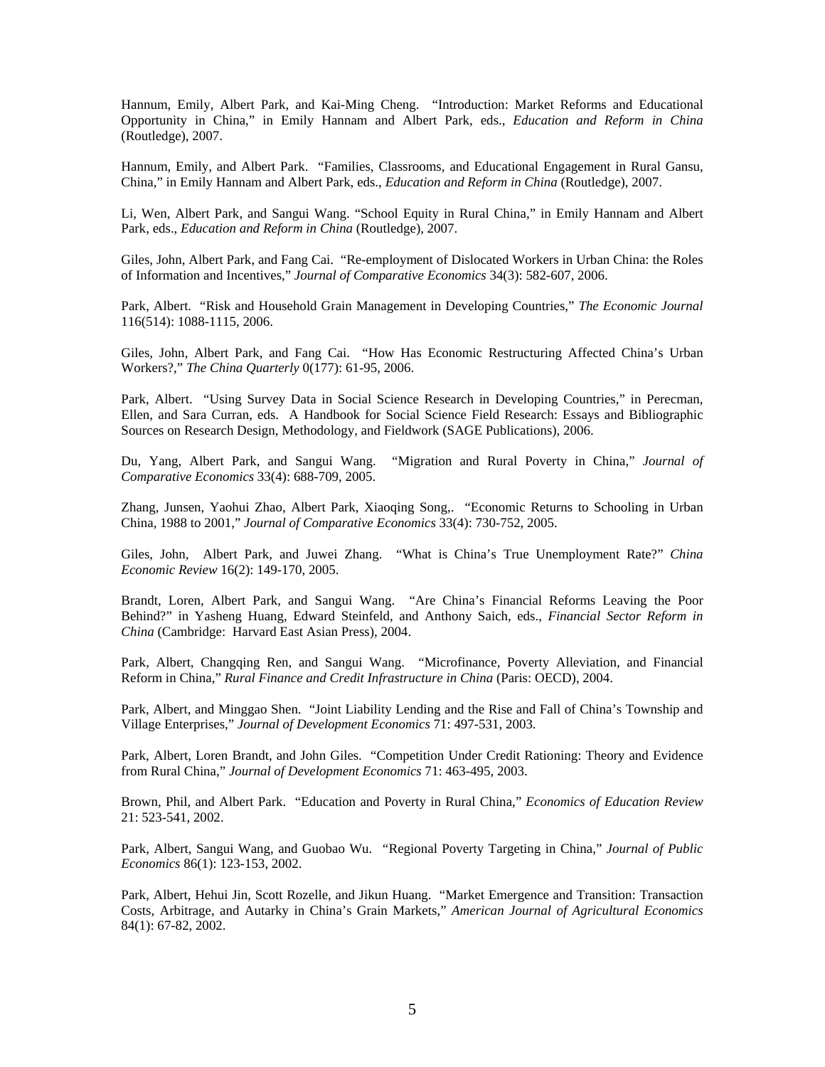Hannum, Emily, Albert Park, and Kai-Ming Cheng. "Introduction: Market Reforms and Educational Opportunity in China," in Emily Hannam and Albert Park, eds., *Education and Reform in China* (Routledge), 2007.

Hannum, Emily, and Albert Park. "Families, Classrooms, and Educational Engagement in Rural Gansu, China," in Emily Hannam and Albert Park, eds., *Education and Reform in China* (Routledge), 2007.

Li, Wen, Albert Park, and Sangui Wang. "School Equity in Rural China," in Emily Hannam and Albert Park, eds., *Education and Reform in China* (Routledge), 2007.

Giles, John, Albert Park, and Fang Cai. "Re-employment of Dislocated Workers in Urban China: the Roles of Information and Incentives," *Journal of Comparative Economics* 34(3): 582-607, 2006.

Park, Albert. "Risk and Household Grain Management in Developing Countries," *The Economic Journal* 116(514): 1088-1115, 2006.

Giles, John, Albert Park, and Fang Cai. "How Has Economic Restructuring Affected China's Urban Workers?," *The China Quarterly* 0(177): 61-95, 2006.

Park, Albert. "Using Survey Data in Social Science Research in Developing Countries," in Perecman, Ellen, and Sara Curran, eds. A Handbook for Social Science Field Research: Essays and Bibliographic Sources on Research Design, Methodology, and Fieldwork (SAGE Publications), 2006.

Du, Yang, Albert Park, and Sangui Wang. "Migration and Rural Poverty in China," *Journal of Comparative Economics* 33(4): 688-709, 2005.

Zhang, Junsen, Yaohui Zhao, Albert Park, Xiaoqing Song,. "Economic Returns to Schooling in Urban China, 1988 to 2001," *Journal of Comparative Economics* 33(4): 730-752, 2005.

Giles, John, Albert Park, and Juwei Zhang. "What is China's True Unemployment Rate?" *China Economic Review* 16(2): 149-170, 2005.

Brandt, Loren, Albert Park, and Sangui Wang. "Are China's Financial Reforms Leaving the Poor Behind?" in Yasheng Huang, Edward Steinfeld, and Anthony Saich, eds., *Financial Sector Reform in China* (Cambridge: Harvard East Asian Press), 2004.

Park, Albert, Changqing Ren, and Sangui Wang. "Microfinance, Poverty Alleviation, and Financial Reform in China," *Rural Finance and Credit Infrastructure in China* (Paris: OECD), 2004.

Park, Albert, and Minggao Shen. "Joint Liability Lending and the Rise and Fall of China's Township and Village Enterprises," *Journal of Development Economics* 71: 497-531, 2003.

Park, Albert, Loren Brandt, and John Giles. "Competition Under Credit Rationing: Theory and Evidence from Rural China," *Journal of Development Economics* 71: 463-495, 2003.

Brown, Phil, and Albert Park. "Education and Poverty in Rural China," *Economics of Education Review* 21: 523-541, 2002.

Park, Albert, Sangui Wang, and Guobao Wu. "Regional Poverty Targeting in China," *Journal of Public Economics* 86(1): 123-153, 2002.

Park, Albert, Hehui Jin, Scott Rozelle, and Jikun Huang. "Market Emergence and Transition: Transaction Costs, Arbitrage, and Autarky in China's Grain Markets," *American Journal of Agricultural Economics* 84(1): 67-82, 2002.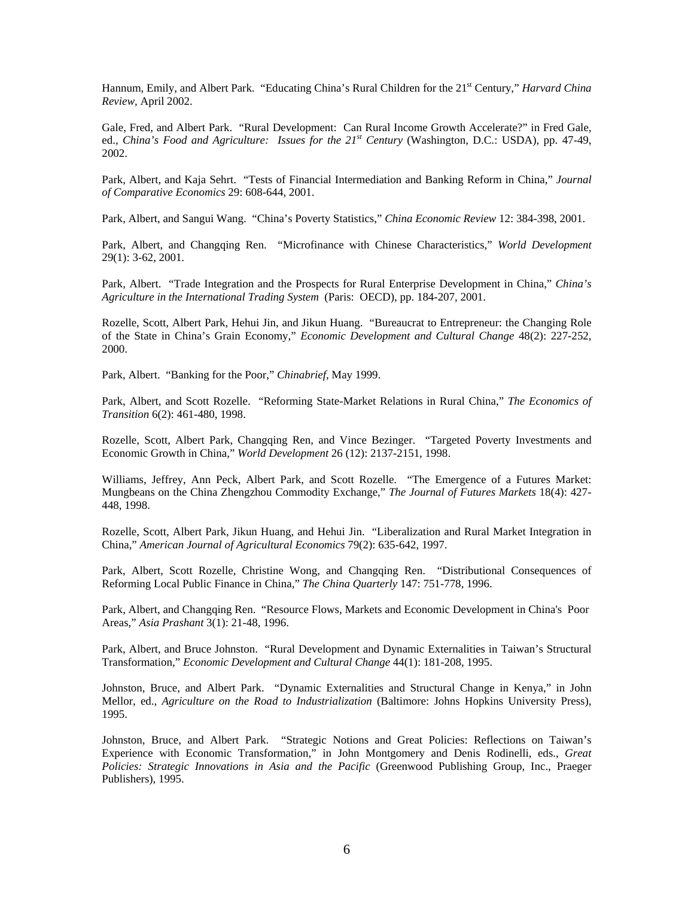Hannum, Emily, and Albert Park. "Educating China's Rural Children for the 21st Century," *Harvard China Review*, April 2002.

Gale, Fred, and Albert Park. "Rural Development: Can Rural Income Growth Accelerate?" in Fred Gale, ed., *China's Food and Agriculture: Issues for the 21st Century* (Washington, D.C.: USDA), pp. 47-49, 2002.

Park, Albert, and Kaja Sehrt. "Tests of Financial Intermediation and Banking Reform in China," *Journal of Comparative Economics* 29: 608-644, 2001.

Park, Albert, and Sangui Wang. "China's Poverty Statistics," *China Economic Review* 12: 384-398, 2001.

Park, Albert, and Changqing Ren. "Microfinance with Chinese Characteristics," *World Development* 29(1): 3-62, 2001.

Park, Albert. "Trade Integration and the Prospects for Rural Enterprise Development in China," *China's Agriculture in the International Trading System* (Paris: OECD), pp. 184-207, 2001.

Rozelle, Scott, Albert Park, Hehui Jin, and Jikun Huang. "Bureaucrat to Entrepreneur: the Changing Role of the State in China's Grain Economy," *Economic Development and Cultural Change* 48(2): 227-252, 2000.

Park, Albert. "Banking for the Poor," *Chinabrief*, May 1999.

Park, Albert, and Scott Rozelle. "Reforming State-Market Relations in Rural China," *The Economics of Transition* 6(2): 461-480, 1998.

Rozelle, Scott, Albert Park, Changqing Ren, and Vince Bezinger. "Targeted Poverty Investments and Economic Growth in China," *World Development* 26 (12): 2137-2151, 1998.

Williams, Jeffrey, Ann Peck, Albert Park, and Scott Rozelle. "The Emergence of a Futures Market: Mungbeans on the China Zhengzhou Commodity Exchange," *The Journal of Futures Markets* 18(4): 427-448, 1998.

Rozelle, Scott, Albert Park, Jikun Huang, and Hehui Jin. "Liberalization and Rural Market Integration in China," *American Journal of Agricultural Economics* 79(2): 635-642, 1997.

Park, Albert, Scott Rozelle, Christine Wong, and Changqing Ren. "Distributional Consequences of Reforming Local Public Finance in China," *The China Quarterly* 147: 751-778, 1996.

Park, Albert, and Changqing Ren. "Resource Flows, Markets and Economic Development in China's Poor Areas," *Asia Prashant* 3(1): 21-48, 1996.

Park, Albert, and Bruce Johnston. "Rural Development and Dynamic Externalities in Taiwan's Structural Transformation," *Economic Development and Cultural Change* 44(1): 181-208, 1995.

Johnston, Bruce, and Albert Park. "Dynamic Externalities and Structural Change in Kenya," in John Mellor, ed., *Agriculture on the Road to Industrialization* (Baltimore: Johns Hopkins University Press), 1995.

Johnston, Bruce, and Albert Park. "Strategic Notions and Great Policies: Reflections on Taiwan's Experience with Economic Transformation," in John Montgomery and Denis Rodinelli, eds., *Great Policies: Strategic Innovations in Asia and the Pacific* (Greenwood Publishing Group, Inc., Praeger Publishers), 1995.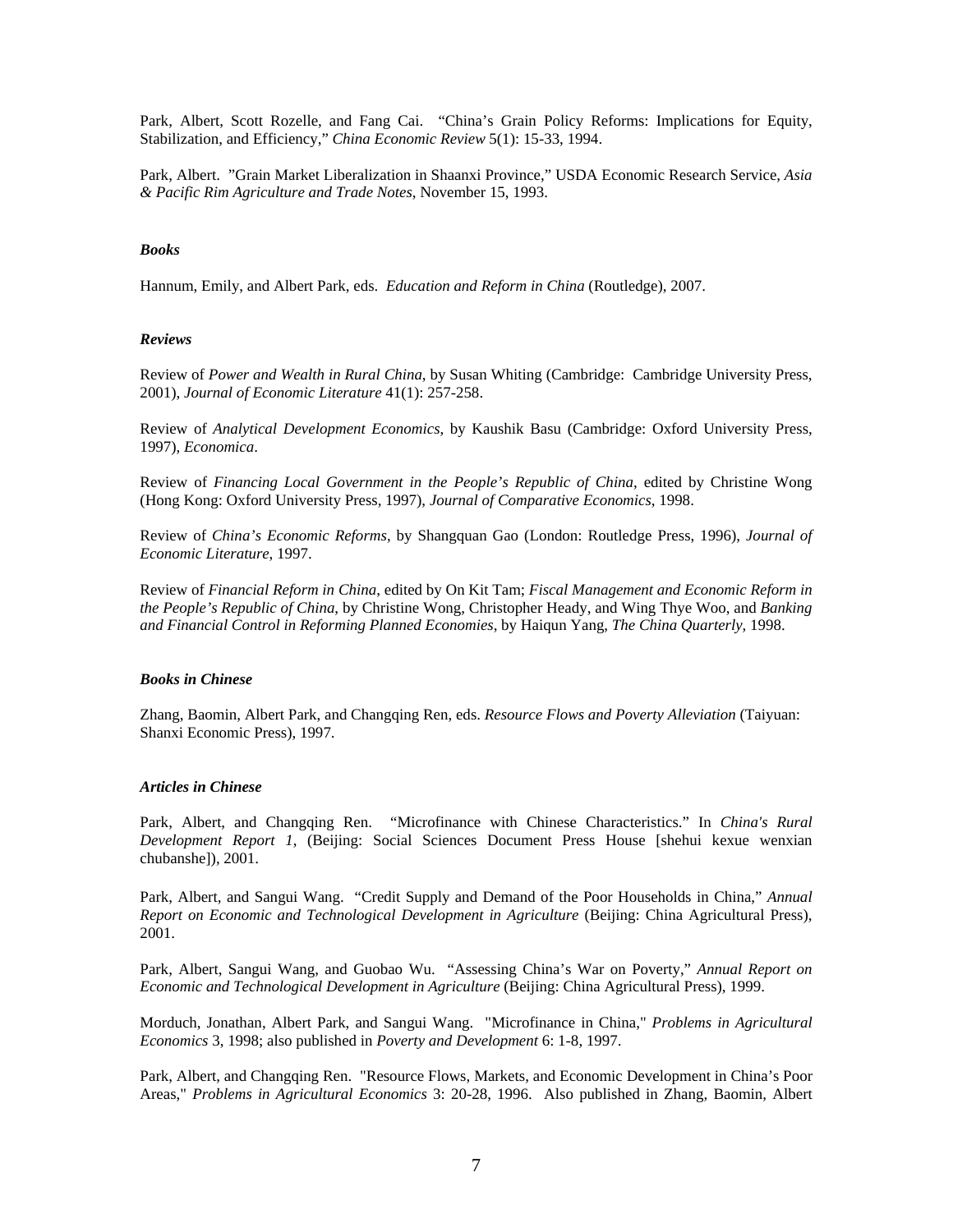Park, Albert, Scott Rozelle, and Fang Cai. "China's Grain Policy Reforms: Implications for Equity, Stabilization, and Efficiency," *China Economic Review* 5(1): 15-33, 1994.

Park, Albert. "Grain Market Liberalization in Shaanxi Province," USDA Economic Research Service, *Asia & Pacific Rim Agriculture and Trade Notes*, November 15, 1993.

### *Books*

Hannum, Emily, and Albert Park, eds. *Education and Reform in China* (Routledge), 2007.

### *Reviews*

Review of *Power and Wealth in Rural China*, by Susan Whiting (Cambridge: Cambridge University Press, 2001), *Journal of Economic Literature* 41(1): 257-258.

Review of *Analytical Development Economics*, by Kaushik Basu (Cambridge: Oxford University Press, 1997), *Economica*.

Review of *Financing Local Government in the People's Republic of China*, edited by Christine Wong (Hong Kong: Oxford University Press, 1997), *Journal of Comparative Economics*, 1998.

Review of *China's Economic Reforms*, by Shangquan Gao (London: Routledge Press, 1996), *Journal of Economic Literature*, 1997.

Review of *Financial Reform in China*, edited by On Kit Tam; *Fiscal Management and Economic Reform in the People's Republic of China*, by Christine Wong, Christopher Heady, and Wing Thye Woo, and *Banking and Financial Control in Reforming Planned Economies*, by Haiqun Yang, *The China Quarterly*, 1998.

### *Books in Chinese*

Zhang, Baomin, Albert Park, and Changqing Ren, eds. *Resource Flows and Poverty Alleviation* (Taiyuan: Shanxi Economic Press), 1997.

### *Articles in Chinese*

Park, Albert, and Changqing Ren. "Microfinance with Chinese Characteristics." In *China's Rural Development Report 1*, (Beijing: Social Sciences Document Press House [shehui kexue wenxian chubanshe]), 2001.

Park, Albert, and Sangui Wang. "Credit Supply and Demand of the Poor Households in China," *Annual Report on Economic and Technological Development in Agriculture* (Beijing: China Agricultural Press), 2001.

Park, Albert, Sangui Wang, and Guobao Wu. "Assessing China's War on Poverty," *Annual Report on Economic and Technological Development in Agriculture* (Beijing: China Agricultural Press), 1999.

Morduch, Jonathan, Albert Park, and Sangui Wang. "Microfinance in China," *Problems in Agricultural Economics* 3, 1998; also published in *Poverty and Development* 6: 1-8, 1997.

Park, Albert, and Changqing Ren. "Resource Flows, Markets, and Economic Development in China's Poor Areas," *Problems in Agricultural Economics* 3: 20-28, 1996. Also published in Zhang, Baomin, Albert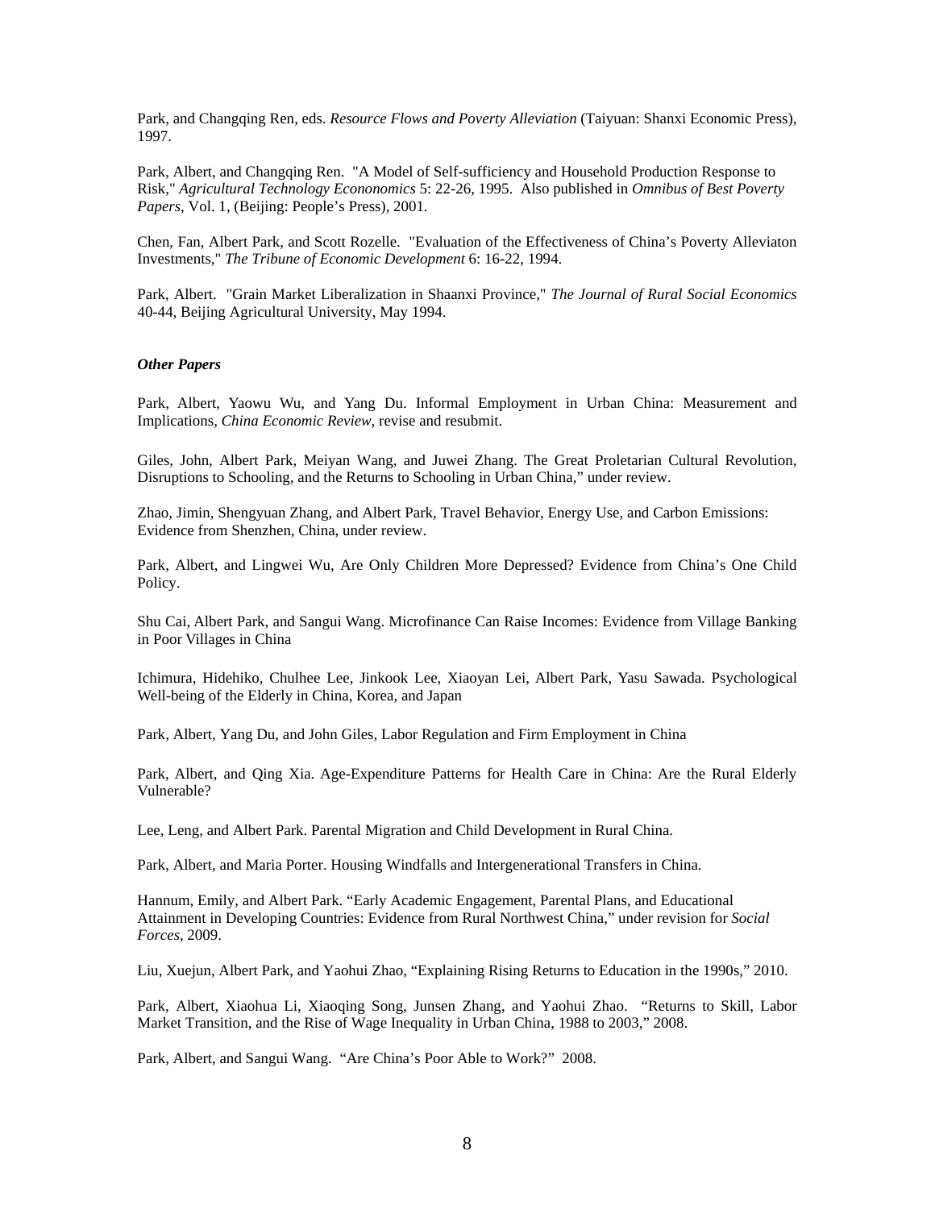Park, and Changqing Ren, eds. *Resource Flows and Poverty Alleviation* (Taiyuan: Shanxi Economic Press), 1997.

Park, Albert, and Changqing Ren. "A Model of Self-sufficiency and Household Production Response to Risk," *Agricultural Technology Econonomics* 5: 22-26, 1995. Also published in *Omnibus of Best Poverty Papers*, Vol. 1, (Beijing: People's Press), 2001.

Chen, Fan, Albert Park, and Scott Rozelle. "Evaluation of the Effectiveness of China's Poverty Alleviaton Investments," *The Tribune of Economic Development* 6: 16-22, 1994.

Park, Albert. "Grain Market Liberalization in Shaanxi Province," *The Journal of Rural Social Economics* 40-44, Beijing Agricultural University, May 1994.

***Other Papers***

Park, Albert, Yaowu Wu, and Yang Du. Informal Employment in Urban China: Measurement and Implications, *China Economic Review*, revise and resubmit.

Giles, John, Albert Park, Meiyan Wang, and Juwei Zhang. The Great Proletarian Cultural Revolution, Disruptions to Schooling, and the Returns to Schooling in Urban China," under review.

Zhao, Jimin, Shengyuan Zhang, and Albert Park, Travel Behavior, Energy Use, and Carbon Emissions: Evidence from Shenzhen, China, under review.

Park, Albert, and Lingwei Wu, Are Only Children More Depressed? Evidence from China's One Child Policy.

Shu Cai, Albert Park, and Sangui Wang. Microfinance Can Raise Incomes: Evidence from Village Banking in Poor Villages in China

Ichimura, Hidehiko, Chulhee Lee, Jinkook Lee, Xiaoyan Lei, Albert Park, Yasu Sawada. Psychological Well-being of the Elderly in China, Korea, and Japan

Park, Albert, Yang Du, and John Giles, Labor Regulation and Firm Employment in China

Park, Albert, and Qing Xia. Age-Expenditure Patterns for Health Care in China: Are the Rural Elderly Vulnerable?

Lee, Leng, and Albert Park. Parental Migration and Child Development in Rural China.

Park, Albert, and Maria Porter. Housing Windfalls and Intergenerational Transfers in China.

Hannum, Emily, and Albert Park. "Early Academic Engagement, Parental Plans, and Educational Attainment in Developing Countries: Evidence from Rural Northwest China," under revision for *Social Forces*, 2009.

Liu, Xuejun, Albert Park, and Yaohui Zhao, "Explaining Rising Returns to Education in the 1990s," 2010.

Park, Albert, Xiaohua Li, Xiaoqing Song, Junsen Zhang, and Yaohui Zhao. "Returns to Skill, Labor Market Transition, and the Rise of Wage Inequality in Urban China, 1988 to 2003," 2008.

Park, Albert, and Sangui Wang. "Are China's Poor Able to Work?" 2008.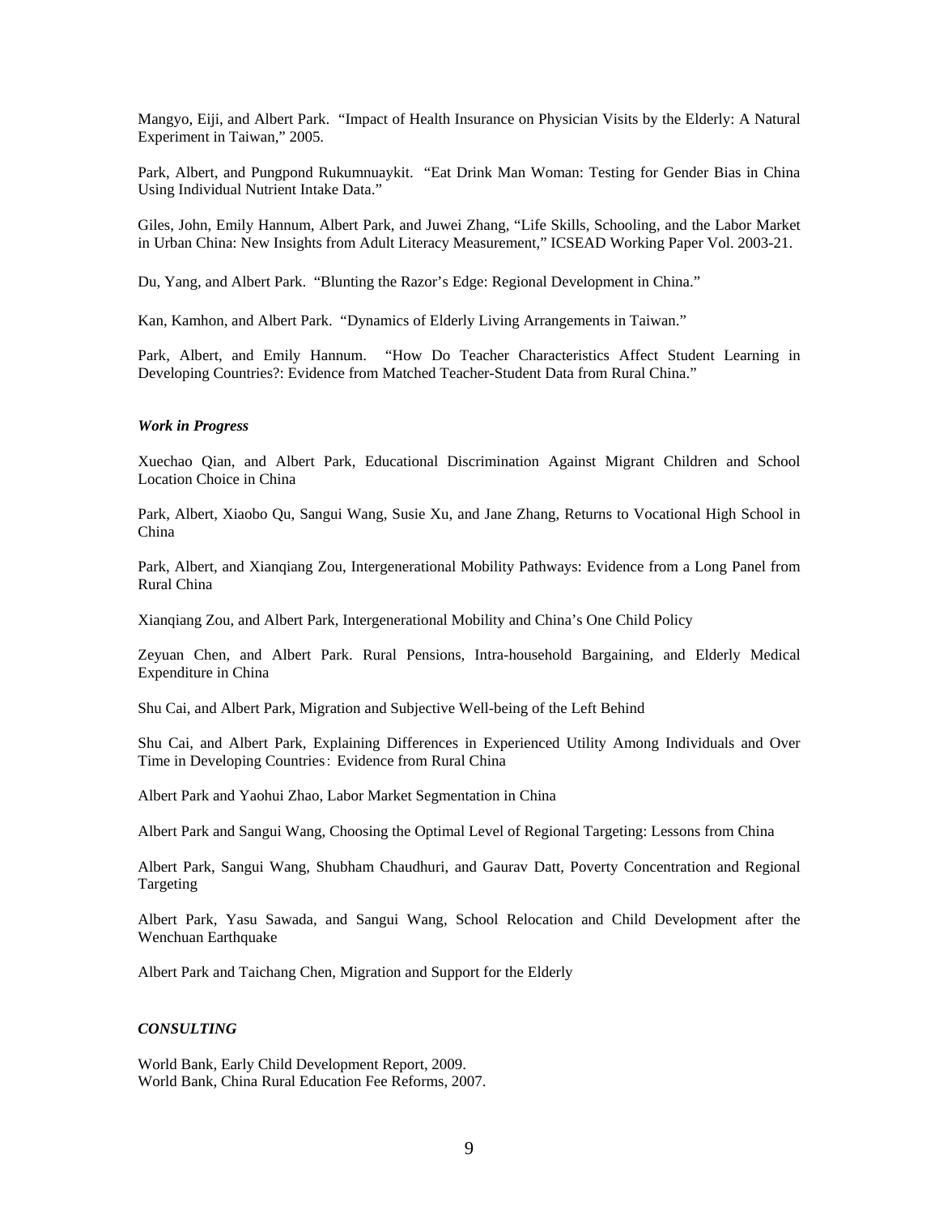Mangyo, Eiji, and Albert Park. "Impact of Health Insurance on Physician Visits by the Elderly: A Natural Experiment in Taiwan," 2005.

Park, Albert, and Pungpond Rukumnuaykit. "Eat Drink Man Woman: Testing for Gender Bias in China Using Individual Nutrient Intake Data."

Giles, John, Emily Hannum, Albert Park, and Juwei Zhang, "Life Skills, Schooling, and the Labor Market in Urban China: New Insights from Adult Literacy Measurement," ICSEAD Working Paper Vol. 2003-21.

Du, Yang, and Albert Park. "Blunting the Razor's Edge: Regional Development in China."

Kan, Kamhon, and Albert Park. "Dynamics of Elderly Living Arrangements in Taiwan."

Park, Albert, and Emily Hannum. "How Do Teacher Characteristics Affect Student Learning in Developing Countries?: Evidence from Matched Teacher-Student Data from Rural China."

***Work in Progress***

Xuechao Qian, and Albert Park, Educational Discrimination Against Migrant Children and School Location Choice in China

Park, Albert, Xiaobo Qu, Sangui Wang, Susie Xu, and Jane Zhang, Returns to Vocational High School in China

Park, Albert, and Xianqiang Zou, Intergenerational Mobility Pathways: Evidence from a Long Panel from Rural China

Xianqiang Zou, and Albert Park, Intergenerational Mobility and China's One Child Policy

Zeyuan Chen, and Albert Park. Rural Pensions, Intra-household Bargaining, and Elderly Medical Expenditure in China

Shu Cai, and Albert Park, Migration and Subjective Well-being of the Left Behind

Shu Cai, and Albert Park, Explaining Differences in Experienced Utility Among Individuals and Over Time in Developing Countries: Evidence from Rural China

Albert Park and Yaohui Zhao, Labor Market Segmentation in China

Albert Park and Sangui Wang, Choosing the Optimal Level of Regional Targeting: Lessons from China

Albert Park, Sangui Wang, Shubham Chaudhuri, and Gaurav Datt, Poverty Concentration and Regional Targeting

Albert Park, Yasu Sawada, and Sangui Wang, School Relocation and Child Development after the Wenchuan Earthquake

Albert Park and Taichang Chen, Migration and Support for the Elderly

***CONSULTING***

World Bank, Early Child Development Report, 2009.
World Bank, China Rural Education Fee Reforms, 2007.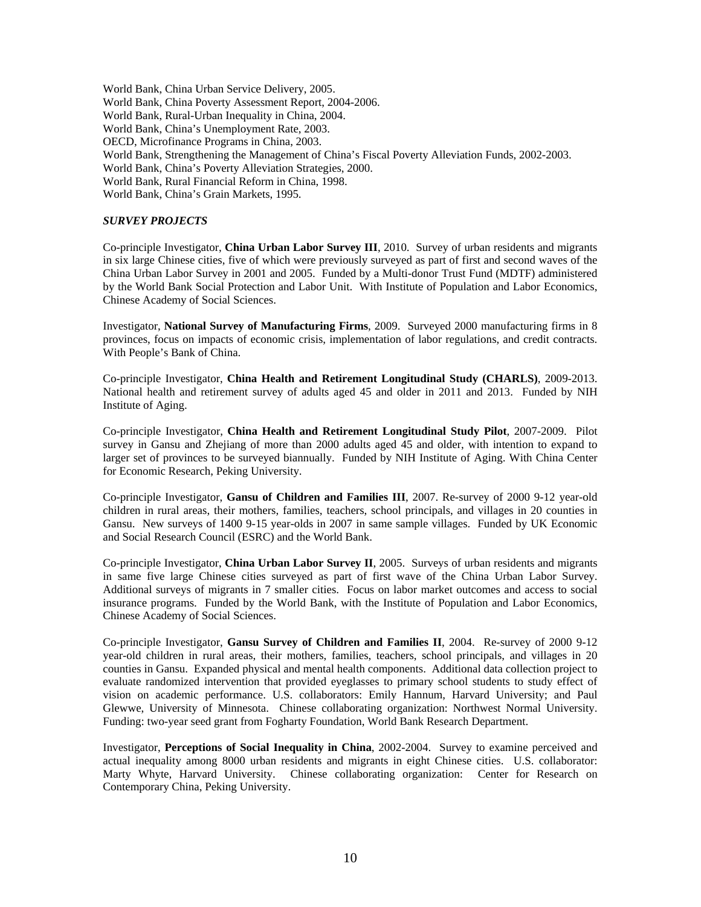World Bank, China Urban Service Delivery, 2005.
World Bank, China Poverty Assessment Report, 2004-2006.
World Bank, Rural-Urban Inequality in China, 2004.
World Bank, China's Unemployment Rate, 2003.
OECD, Microfinance Programs in China, 2003.
World Bank, Strengthening the Management of China's Fiscal Poverty Alleviation Funds, 2002-2003.
World Bank, China's Poverty Alleviation Strategies, 2000.
World Bank, Rural Financial Reform in China, 1998.
World Bank, China's Grain Markets, 1995.

### *SURVEY PROJECTS*

Co-principle Investigator, **China Urban Labor Survey III**, 2010. Survey of urban residents and migrants in six large Chinese cities, five of which were previously surveyed as part of first and second waves of the China Urban Labor Survey in 2001 and 2005. Funded by a Multi-donor Trust Fund (MDTF) administered by the World Bank Social Protection and Labor Unit. With Institute of Population and Labor Economics, Chinese Academy of Social Sciences.

Investigator, **National Survey of Manufacturing Firms**, 2009. Surveyed 2000 manufacturing firms in 8 provinces, focus on impacts of economic crisis, implementation of labor regulations, and credit contracts. With People's Bank of China.

Co-principle Investigator, **China Health and Retirement Longitudinal Study (CHARLS)**, 2009-2013. National health and retirement survey of adults aged 45 and older in 2011 and 2013. Funded by NIH Institute of Aging.

Co-principle Investigator, **China Health and Retirement Longitudinal Study Pilot**, 2007-2009. Pilot survey in Gansu and Zhejiang of more than 2000 adults aged 45 and older, with intention to expand to larger set of provinces to be surveyed biannually. Funded by NIH Institute of Aging. With China Center for Economic Research, Peking University.

Co-principle Investigator, **Gansu of Children and Families III**, 2007. Re-survey of 2000 9-12 year-old children in rural areas, their mothers, families, teachers, school principals, and villages in 20 counties in Gansu. New surveys of 1400 9-15 year-olds in 2007 in same sample villages. Funded by UK Economic and Social Research Council (ESRC) and the World Bank.

Co-principle Investigator, **China Urban Labor Survey II**, 2005. Surveys of urban residents and migrants in same five large Chinese cities surveyed as part of first wave of the China Urban Labor Survey. Additional surveys of migrants in 7 smaller cities. Focus on labor market outcomes and access to social insurance programs. Funded by the World Bank, with the Institute of Population and Labor Economics, Chinese Academy of Social Sciences.

Co-principle Investigator, **Gansu Survey of Children and Families II**, 2004. Re-survey of 2000 9-12 year-old children in rural areas, their mothers, families, teachers, school principals, and villages in 20 counties in Gansu. Expanded physical and mental health components. Additional data collection project to evaluate randomized intervention that provided eyeglasses to primary school students to study effect of vision on academic performance. U.S. collaborators: Emily Hannum, Harvard University; and Paul Glewwe, University of Minnesota. Chinese collaborating organization: Northwest Normal University. Funding: two-year seed grant from Fogharty Foundation, World Bank Research Department.

Investigator, **Perceptions of Social Inequality in China**, 2002-2004. Survey to examine perceived and actual inequality among 8000 urban residents and migrants in eight Chinese cities. U.S. collaborator: Marty Whyte, Harvard University. Chinese collaborating organization: Center for Research on Contemporary China, Peking University.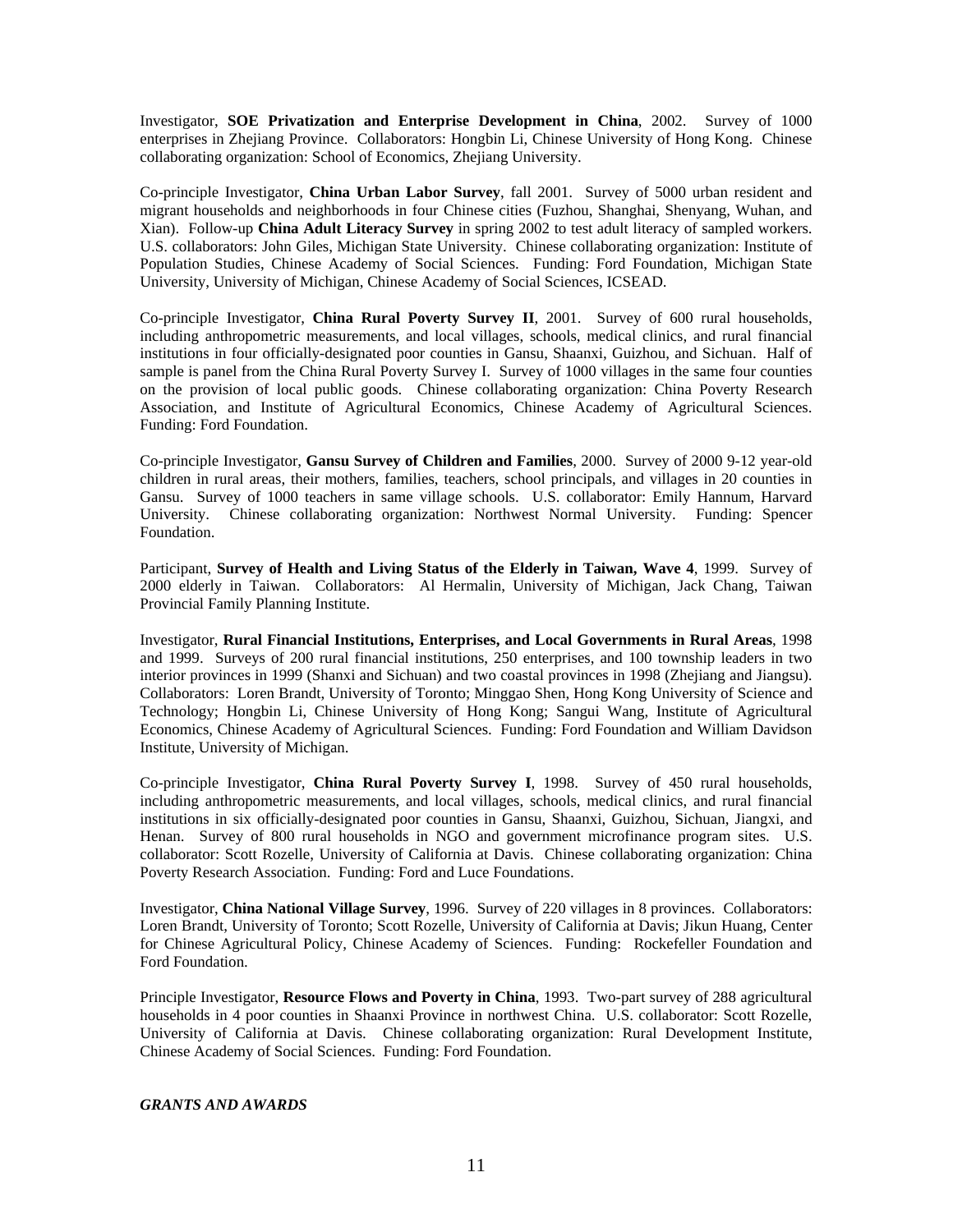Investigator, **SOE Privatization and Enterprise Development in China**, 2002. Survey of 1000 enterprises in Zhejiang Province. Collaborators: Hongbin Li, Chinese University of Hong Kong. Chinese collaborating organization: School of Economics, Zhejiang University.

Co-principle Investigator, **China Urban Labor Survey**, fall 2001. Survey of 5000 urban resident and migrant households and neighborhoods in four Chinese cities (Fuzhou, Shanghai, Shenyang, Wuhan, and Xian). Follow-up **China Adult Literacy Survey** in spring 2002 to test adult literacy of sampled workers. U.S. collaborators: John Giles, Michigan State University. Chinese collaborating organization: Institute of Population Studies, Chinese Academy of Social Sciences. Funding: Ford Foundation, Michigan State University, University of Michigan, Chinese Academy of Social Sciences, ICSEAD.

Co-principle Investigator, **China Rural Poverty Survey II**, 2001. Survey of 600 rural households, including anthropometric measurements, and local villages, schools, medical clinics, and rural financial institutions in four officially-designated poor counties in Gansu, Shaanxi, Guizhou, and Sichuan. Half of sample is panel from the China Rural Poverty Survey I. Survey of 1000 villages in the same four counties on the provision of local public goods. Chinese collaborating organization: China Poverty Research Association, and Institute of Agricultural Economics, Chinese Academy of Agricultural Sciences. Funding: Ford Foundation.

Co-principle Investigator, **Gansu Survey of Children and Families**, 2000. Survey of 2000 9-12 year-old children in rural areas, their mothers, families, teachers, school principals, and villages in 20 counties in Gansu. Survey of 1000 teachers in same village schools. U.S. collaborator: Emily Hannum, Harvard University. Chinese collaborating organization: Northwest Normal University. Funding: Spencer Foundation.

Participant, **Survey of Health and Living Status of the Elderly in Taiwan, Wave 4**, 1999. Survey of 2000 elderly in Taiwan. Collaborators: Al Hermalin, University of Michigan, Jack Chang, Taiwan Provincial Family Planning Institute.

Investigator, **Rural Financial Institutions, Enterprises, and Local Governments in Rural Areas**, 1998 and 1999. Surveys of 200 rural financial institutions, 250 enterprises, and 100 township leaders in two interior provinces in 1999 (Shanxi and Sichuan) and two coastal provinces in 1998 (Zhejiang and Jiangsu). Collaborators: Loren Brandt, University of Toronto; Minggao Shen, Hong Kong University of Science and Technology; Hongbin Li, Chinese University of Hong Kong; Sangui Wang, Institute of Agricultural Economics, Chinese Academy of Agricultural Sciences. Funding: Ford Foundation and William Davidson Institute, University of Michigan.

Co-principle Investigator, **China Rural Poverty Survey I**, 1998. Survey of 450 rural households, including anthropometric measurements, and local villages, schools, medical clinics, and rural financial institutions in six officially-designated poor counties in Gansu, Shaanxi, Guizhou, Sichuan, Jiangxi, and Henan. Survey of 800 rural households in NGO and government microfinance program sites. U.S. collaborator: Scott Rozelle, University of California at Davis. Chinese collaborating organization: China Poverty Research Association. Funding: Ford and Luce Foundations.

Investigator, **China National Village Survey**, 1996. Survey of 220 villages in 8 provinces. Collaborators: Loren Brandt, University of Toronto; Scott Rozelle, University of California at Davis; Jikun Huang, Center for Chinese Agricultural Policy, Chinese Academy of Sciences. Funding: Rockefeller Foundation and Ford Foundation.

Principle Investigator, **Resource Flows and Poverty in China**, 1993. Two-part survey of 288 agricultural households in 4 poor counties in Shaanxi Province in northwest China. U.S. collaborator: Scott Rozelle, University of California at Davis. Chinese collaborating organization: Rural Development Institute, Chinese Academy of Social Sciences. Funding: Ford Foundation.

### ***GRANTS AND AWARDS***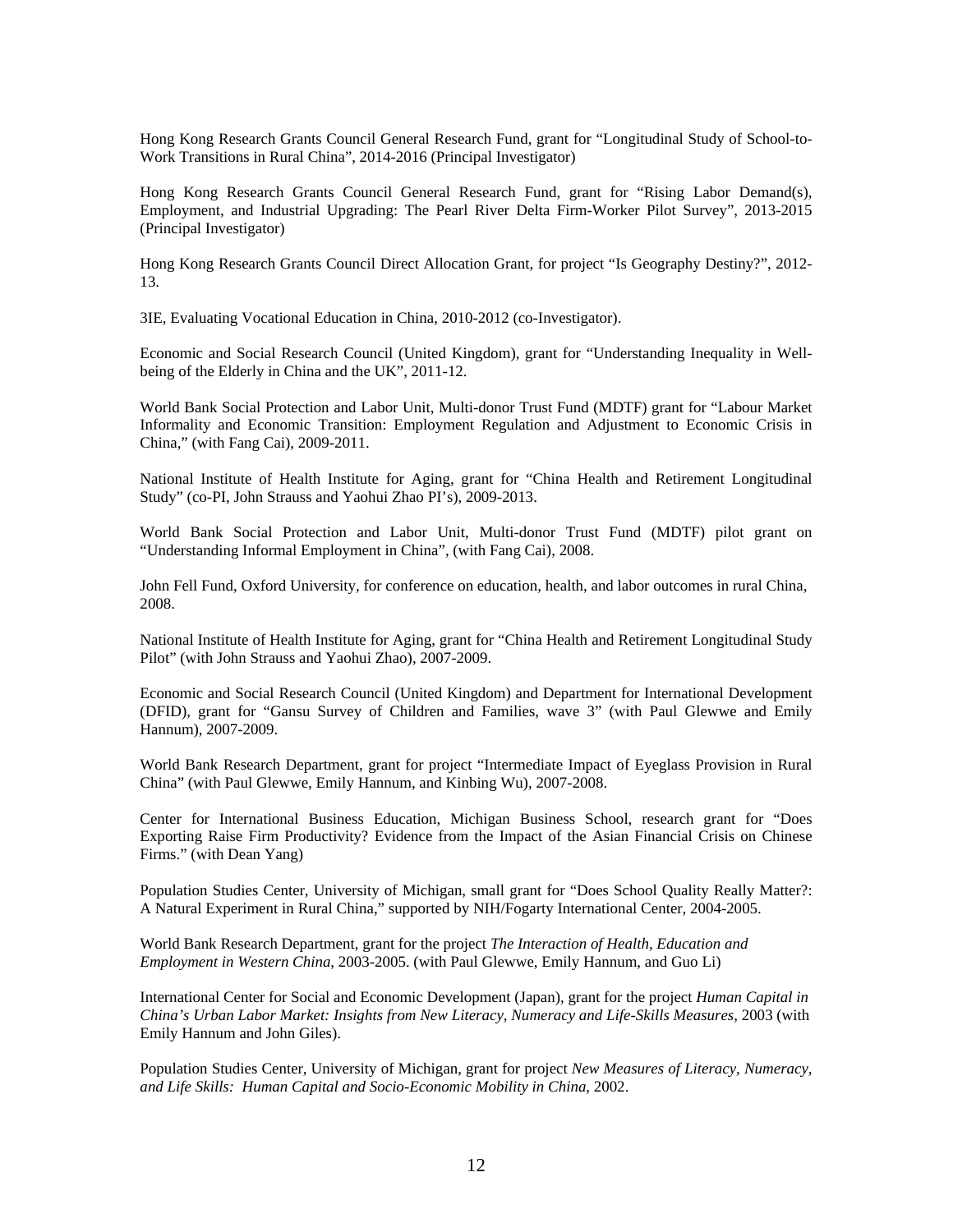Hong Kong Research Grants Council General Research Fund, grant for "Longitudinal Study of School-to-Work Transitions in Rural China", 2014-2016 (Principal Investigator)

Hong Kong Research Grants Council General Research Fund, grant for "Rising Labor Demand(s), Employment, and Industrial Upgrading: The Pearl River Delta Firm-Worker Pilot Survey", 2013-2015 (Principal Investigator)

Hong Kong Research Grants Council Direct Allocation Grant, for project "Is Geography Destiny?", 2012-13.

3IE, Evaluating Vocational Education in China, 2010-2012 (co-Investigator).

Economic and Social Research Council (United Kingdom), grant for "Understanding Inequality in Well-being of the Elderly in China and the UK", 2011-12.

World Bank Social Protection and Labor Unit, Multi-donor Trust Fund (MDTF) grant for "Labour Market Informality and Economic Transition: Employment Regulation and Adjustment to Economic Crisis in China," (with Fang Cai), 2009-2011.

National Institute of Health Institute for Aging, grant for "China Health and Retirement Longitudinal Study" (co-PI, John Strauss and Yaohui Zhao PI's), 2009-2013.

World Bank Social Protection and Labor Unit, Multi-donor Trust Fund (MDTF) pilot grant on "Understanding Informal Employment in China", (with Fang Cai), 2008.

John Fell Fund, Oxford University, for conference on education, health, and labor outcomes in rural China, 2008.

National Institute of Health Institute for Aging, grant for "China Health and Retirement Longitudinal Study Pilot" (with John Strauss and Yaohui Zhao), 2007-2009.

Economic and Social Research Council (United Kingdom) and Department for International Development (DFID), grant for "Gansu Survey of Children and Families, wave 3" (with Paul Glewwe and Emily Hannum), 2007-2009.

World Bank Research Department, grant for project "Intermediate Impact of Eyeglass Provision in Rural China" (with Paul Glewwe, Emily Hannum, and Kinbing Wu), 2007-2008.

Center for International Business Education, Michigan Business School, research grant for "Does Exporting Raise Firm Productivity? Evidence from the Impact of the Asian Financial Crisis on Chinese Firms." (with Dean Yang)

Population Studies Center, University of Michigan, small grant for "Does School Quality Really Matter?: A Natural Experiment in Rural China," supported by NIH/Fogarty International Center, 2004-2005.

World Bank Research Department, grant for the project *The Interaction of Health, Education and Employment in Western China*, 2003-2005. (with Paul Glewwe, Emily Hannum, and Guo Li)

International Center for Social and Economic Development (Japan), grant for the project *Human Capital in China's Urban Labor Market: Insights from New Literacy, Numeracy and Life-Skills Measures*, 2003 (with Emily Hannum and John Giles).

Population Studies Center, University of Michigan, grant for project *New Measures of Literacy, Numeracy, and Life Skills: Human Capital and Socio-Economic Mobility in China*, 2002.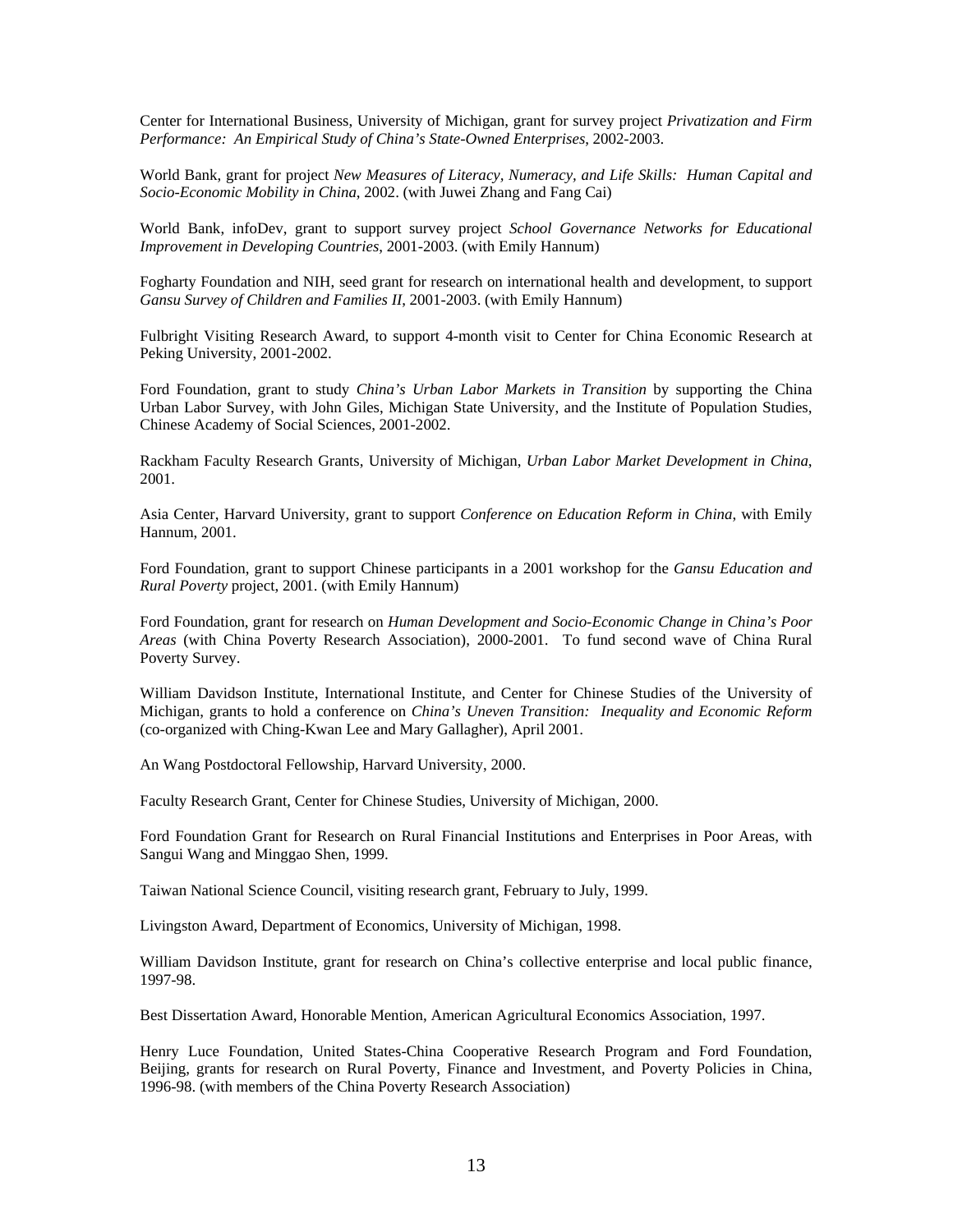Center for International Business, University of Michigan, grant for survey project *Privatization and Firm Performance: An Empirical Study of China's State-Owned Enterprises*, 2002-2003.

World Bank, grant for project *New Measures of Literacy, Numeracy, and Life Skills: Human Capital and Socio-Economic Mobility in China*, 2002. (with Juwei Zhang and Fang Cai)

World Bank, infoDev, grant to support survey project *School Governance Networks for Educational Improvement in Developing Countries*, 2001-2003. (with Emily Hannum)

Fogharty Foundation and NIH, seed grant for research on international health and development, to support *Gansu Survey of Children and Families II*, 2001-2003. (with Emily Hannum)

Fulbright Visiting Research Award, to support 4-month visit to Center for China Economic Research at Peking University, 2001-2002.

Ford Foundation, grant to study *China's Urban Labor Markets in Transition* by supporting the China Urban Labor Survey, with John Giles, Michigan State University, and the Institute of Population Studies, Chinese Academy of Social Sciences, 2001-2002.

Rackham Faculty Research Grants, University of Michigan, *Urban Labor Market Development in China*, 2001.

Asia Center, Harvard University, grant to support *Conference on Education Reform in China*, with Emily Hannum, 2001.

Ford Foundation, grant to support Chinese participants in a 2001 workshop for the *Gansu Education and Rural Poverty* project, 2001. (with Emily Hannum)

Ford Foundation, grant for research on *Human Development and Socio-Economic Change in China's Poor Areas* (with China Poverty Research Association), 2000-2001. To fund second wave of China Rural Poverty Survey.

William Davidson Institute, International Institute, and Center for Chinese Studies of the University of Michigan, grants to hold a conference on *China's Uneven Transition: Inequality and Economic Reform* (co-organized with Ching-Kwan Lee and Mary Gallagher), April 2001.

An Wang Postdoctoral Fellowship, Harvard University, 2000.

Faculty Research Grant, Center for Chinese Studies, University of Michigan, 2000.

Ford Foundation Grant for Research on Rural Financial Institutions and Enterprises in Poor Areas, with Sangui Wang and Minggao Shen, 1999.

Taiwan National Science Council, visiting research grant, February to July, 1999.

Livingston Award, Department of Economics, University of Michigan, 1998.

William Davidson Institute, grant for research on China's collective enterprise and local public finance, 1997-98.

Best Dissertation Award, Honorable Mention, American Agricultural Economics Association, 1997.

Henry Luce Foundation, United States-China Cooperative Research Program and Ford Foundation, Beijing, grants for research on Rural Poverty, Finance and Investment, and Poverty Policies in China, 1996-98. (with members of the China Poverty Research Association)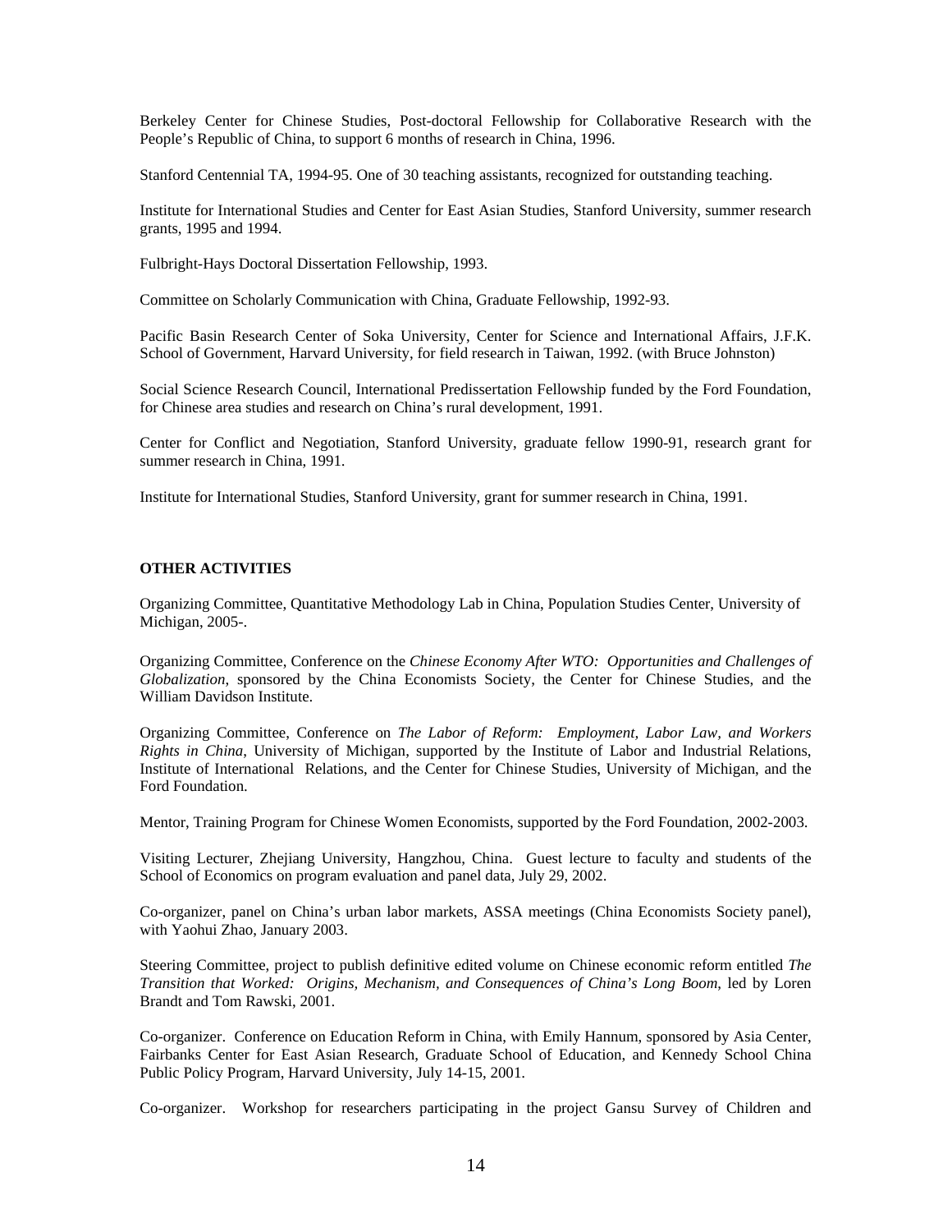Berkeley Center for Chinese Studies, Post-doctoral Fellowship for Collaborative Research with the People's Republic of China, to support 6 months of research in China, 1996.

Stanford Centennial TA, 1994-95. One of 30 teaching assistants, recognized for outstanding teaching.

Institute for International Studies and Center for East Asian Studies, Stanford University, summer research grants, 1995 and 1994.

Fulbright-Hays Doctoral Dissertation Fellowship, 1993.

Committee on Scholarly Communication with China, Graduate Fellowship, 1992-93.

Pacific Basin Research Center of Soka University, Center for Science and International Affairs, J.F.K. School of Government, Harvard University, for field research in Taiwan, 1992. (with Bruce Johnston)

Social Science Research Council, International Predissertation Fellowship funded by the Ford Foundation, for Chinese area studies and research on China's rural development, 1991.

Center for Conflict and Negotiation, Stanford University, graduate fellow 1990-91, research grant for summer research in China, 1991.

Institute for International Studies, Stanford University, grant for summer research in China, 1991.

**OTHER ACTIVITIES**

Organizing Committee, Quantitative Methodology Lab in China, Population Studies Center, University of Michigan, 2005-.

Organizing Committee, Conference on the *Chinese Economy After WTO: Opportunities and Challenges of Globalization*, sponsored by the China Economists Society, the Center for Chinese Studies, and the William Davidson Institute.

Organizing Committee, Conference on *The Labor of Reform: Employment, Labor Law, and Workers Rights in China*, University of Michigan, supported by the Institute of Labor and Industrial Relations, Institute of International Relations, and the Center for Chinese Studies, University of Michigan, and the Ford Foundation.

Mentor, Training Program for Chinese Women Economists, supported by the Ford Foundation, 2002-2003.

Visiting Lecturer, Zhejiang University, Hangzhou, China. Guest lecture to faculty and students of the School of Economics on program evaluation and panel data, July 29, 2002.

Co-organizer, panel on China's urban labor markets, ASSA meetings (China Economists Society panel), with Yaohui Zhao, January 2003.

Steering Committee, project to publish definitive edited volume on Chinese economic reform entitled *The Transition that Worked: Origins, Mechanism, and Consequences of China's Long Boom*, led by Loren Brandt and Tom Rawski, 2001.

Co-organizer. Conference on Education Reform in China, with Emily Hannum, sponsored by Asia Center, Fairbanks Center for East Asian Research, Graduate School of Education, and Kennedy School China Public Policy Program, Harvard University, July 14-15, 2001.

Co-organizer. Workshop for researchers participating in the project Gansu Survey of Children and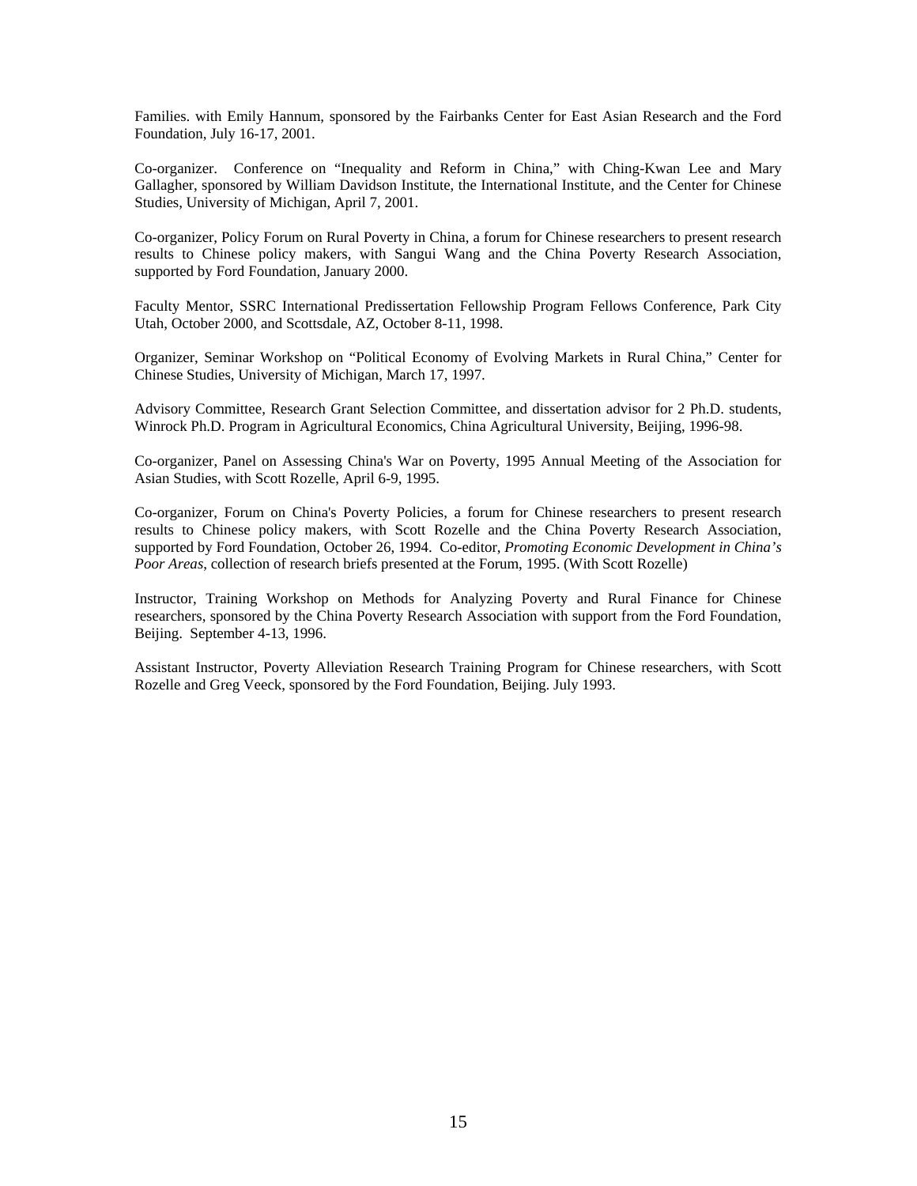Families. with Emily Hannum, sponsored by the Fairbanks Center for East Asian Research and the Ford Foundation, July 16-17, 2001.

Co-organizer. Conference on "Inequality and Reform in China," with Ching-Kwan Lee and Mary Gallagher, sponsored by William Davidson Institute, the International Institute, and the Center for Chinese Studies, University of Michigan, April 7, 2001.

Co-organizer, Policy Forum on Rural Poverty in China, a forum for Chinese researchers to present research results to Chinese policy makers, with Sangui Wang and the China Poverty Research Association, supported by Ford Foundation, January 2000.

Faculty Mentor, SSRC International Predissertation Fellowship Program Fellows Conference, Park City Utah, October 2000, and Scottsdale, AZ, October 8-11, 1998.

Organizer, Seminar Workshop on "Political Economy of Evolving Markets in Rural China," Center for Chinese Studies, University of Michigan, March 17, 1997.

Advisory Committee, Research Grant Selection Committee, and dissertation advisor for 2 Ph.D. students, Winrock Ph.D. Program in Agricultural Economics, China Agricultural University, Beijing, 1996-98.

Co-organizer, Panel on Assessing China's War on Poverty, 1995 Annual Meeting of the Association for Asian Studies, with Scott Rozelle, April 6-9, 1995.

Co-organizer, Forum on China's Poverty Policies, a forum for Chinese researchers to present research results to Chinese policy makers, with Scott Rozelle and the China Poverty Research Association, supported by Ford Foundation, October 26, 1994. Co-editor, *Promoting Economic Development in China's Poor Areas*, collection of research briefs presented at the Forum, 1995. (With Scott Rozelle)

Instructor, Training Workshop on Methods for Analyzing Poverty and Rural Finance for Chinese researchers, sponsored by the China Poverty Research Association with support from the Ford Foundation, Beijing. September 4-13, 1996.

Assistant Instructor, Poverty Alleviation Research Training Program for Chinese researchers, with Scott Rozelle and Greg Veeck, sponsored by the Ford Foundation, Beijing. July 1993.